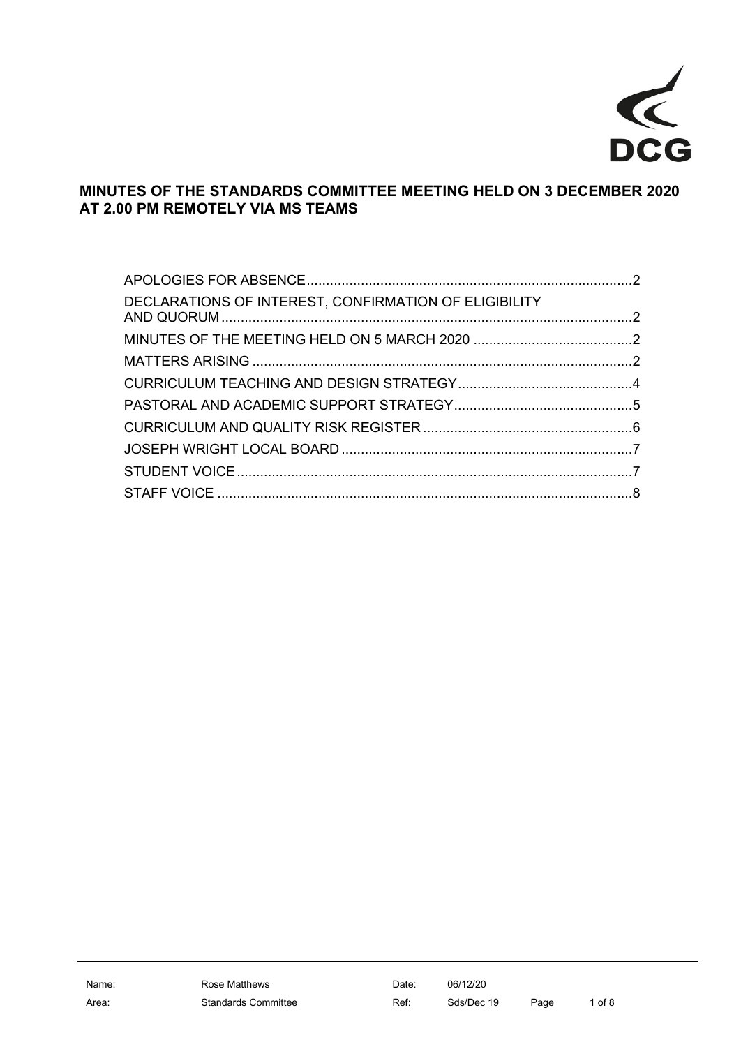# MINUTES OF THE STANDARDS COMMITTEE MEETING HELD ON 3 DECEMBER 2020 AT 2.00 PM REMOTELY VIA MS TEAMS

| | |
|---|---|
| APOLOGIES FOR ABSENCE | 2 |
| DECLARATIONS OF INTEREST, CONFIRMATION OF ELIGIBILITY AND QUORUM | 2 |
| MINUTES OF THE MEETING HELD ON 5 MARCH 2020 | 2 |
| MATTERS ARISING | 2 |
| CURRICULUM TEACHING AND DESIGN STRATEGY | 4 |
| PASTORAL AND ACADEMIC SUPPORT STRATEGY | 5 |
| CURRICULUM AND QUALITY RISK REGISTER | 6 |
| JOSEPH WRIGHT LOCAL BOARD | 7 |
| STUDENT VOICE | 7 |
| STAFF VOICE | 8 |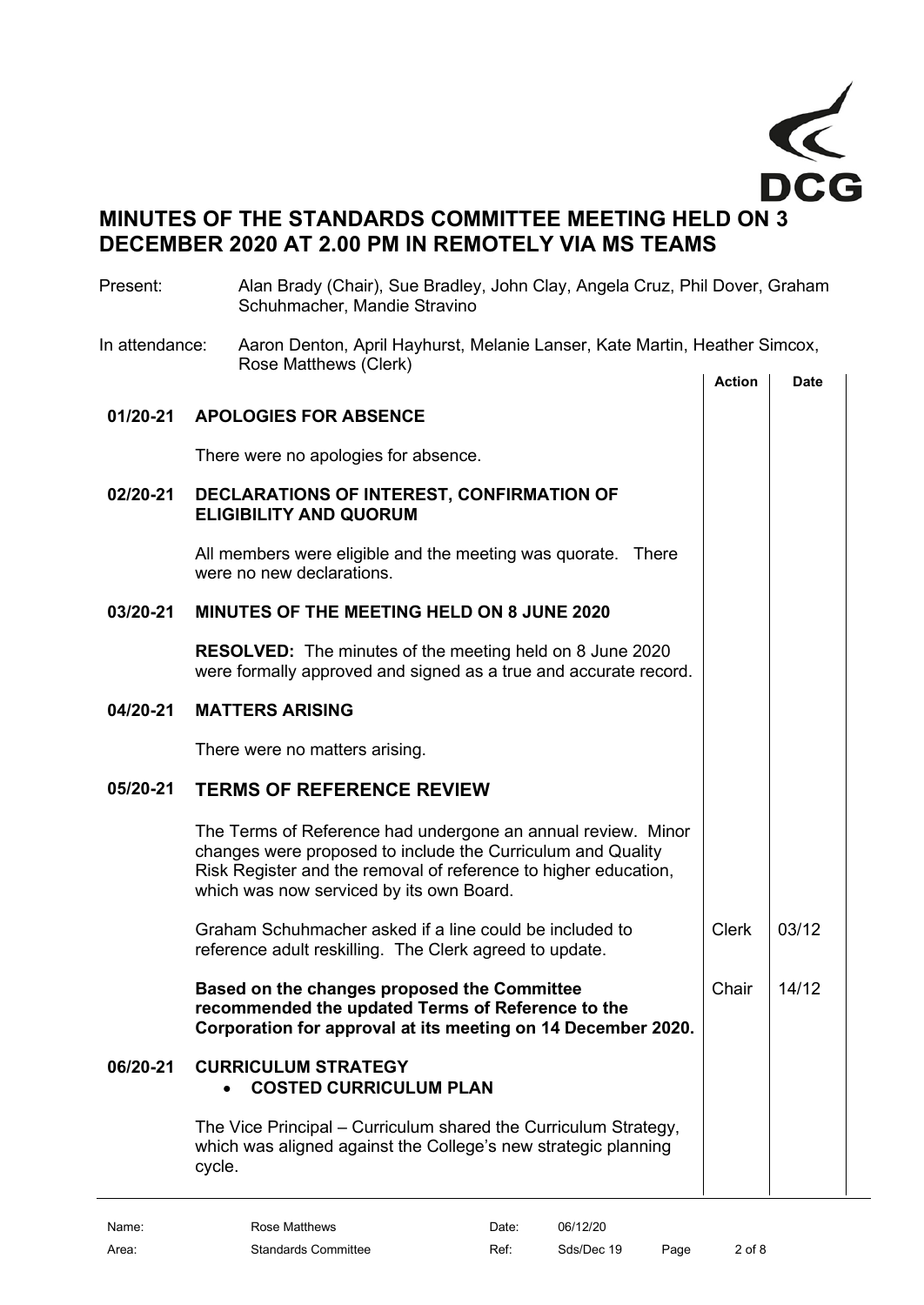# MINUTES OF THE STANDARDS COMMITTEE MEETING HELD ON 3 DECEMBER 2020 AT 2.00 PM IN REMOTELY VIA MS TEAMS

Present: Alan Brady (Chair), Sue Bradley, John Clay, Angela Cruz, Phil Dover, Graham Schuhmacher, Mandie Stravino

In attendance: Aaron Denton, April Hayhurst, Melanie Lanser, Kate Martin, Heather Simcox, Rose Matthews (Clerk)

| | | Action | Date |
|---|---|---|---|
| **01/20-21** | **APOLOGIES FOR ABSENCE** | | |
| | There were no apologies for absence. | | |
| **02/20-21** | **DECLARATIONS OF INTEREST, CONFIRMATION OF ELIGIBILITY AND QUORUM** | | |
| | All members were eligible and the meeting was quorate. There were no new declarations. | | |
| **03/20-21** | **MINUTES OF THE MEETING HELD ON 8 JUNE 2020** | | |
| | **RESOLVED:** The minutes of the meeting held on 8 June 2020 were formally approved and signed as a true and accurate record. | | |
| **04/20-21** | **MATTERS ARISING** | | |
| | There were no matters arising. | | |
| **05/20-21** | **TERMS OF REFERENCE REVIEW** | | |
| | The Terms of Reference had undergone an annual review. Minor changes were proposed to include the Curriculum and Quality Risk Register and the removal of reference to higher education, which was now serviced by its own Board. | | |
| | Graham Schuhmacher asked if a line could be included to reference adult reskilling. The Clerk agreed to update. | Clerk | 03/12 |
| | **Based on the changes proposed the Committee recommended the updated Terms of Reference to the Corporation for approval at its meeting on 14 December 2020.** | Chair | 14/12 |
| **06/20-21** | **CURRICULUM STRATEGY**<br>• **COSTED CURRICULUM PLAN** | | |
| | The Vice Principal – Curriculum shared the Curriculum Strategy, which was aligned against the College's new strategic planning cycle. | | |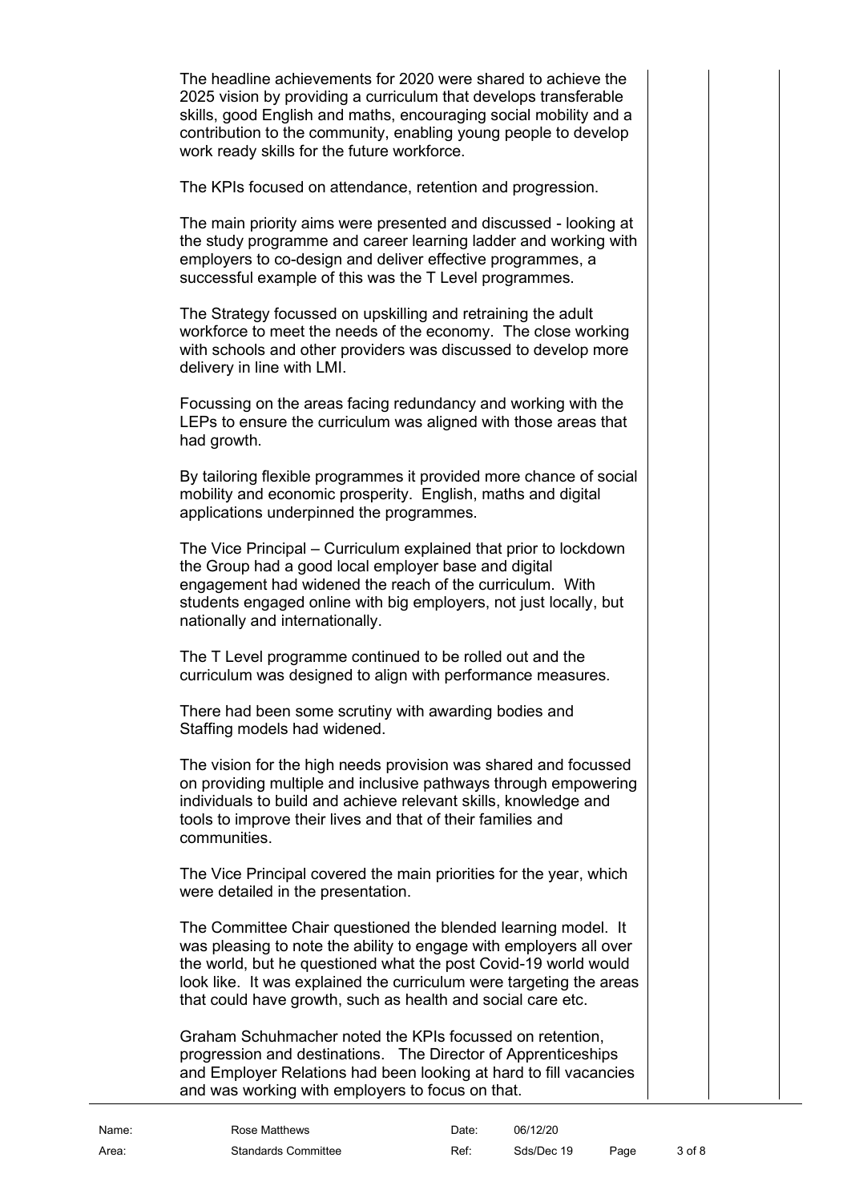The headline achievements for 2020 were shared to achieve the 2025 vision by providing a curriculum that develops transferable skills, good English and maths, encouraging social mobility and a contribution to the community, enabling young people to develop work ready skills for the future workforce.

The KPIs focused on attendance, retention and progression.

The main priority aims were presented and discussed - looking at the study programme and career learning ladder and working with employers to co-design and deliver effective programmes, a successful example of this was the T Level programmes.

The Strategy focussed on upskilling and retraining the adult workforce to meet the needs of the economy. The close working with schools and other providers was discussed to develop more delivery in line with LMI.

Focussing on the areas facing redundancy and working with the LEPs to ensure the curriculum was aligned with those areas that had growth.

By tailoring flexible programmes it provided more chance of social mobility and economic prosperity. English, maths and digital applications underpinned the programmes.

The Vice Principal – Curriculum explained that prior to lockdown the Group had a good local employer base and digital engagement had widened the reach of the curriculum. With students engaged online with big employers, not just locally, but nationally and internationally.

The T Level programme continued to be rolled out and the curriculum was designed to align with performance measures.

There had been some scrutiny with awarding bodies and Staffing models had widened.

The vision for the high needs provision was shared and focussed on providing multiple and inclusive pathways through empowering individuals to build and achieve relevant skills, knowledge and tools to improve their lives and that of their families and communities.

The Vice Principal covered the main priorities for the year, which were detailed in the presentation.

The Committee Chair questioned the blended learning model. It was pleasing to note the ability to engage with employers all over the world, but he questioned what the post Covid-19 world would look like. It was explained the curriculum were targeting the areas that could have growth, such as health and social care etc.

Graham Schuhmacher noted the KPIs focussed on retention, progression and destinations. The Director of Apprenticeships and Employer Relations had been looking at hard to fill vacancies and was working with employers to focus on that.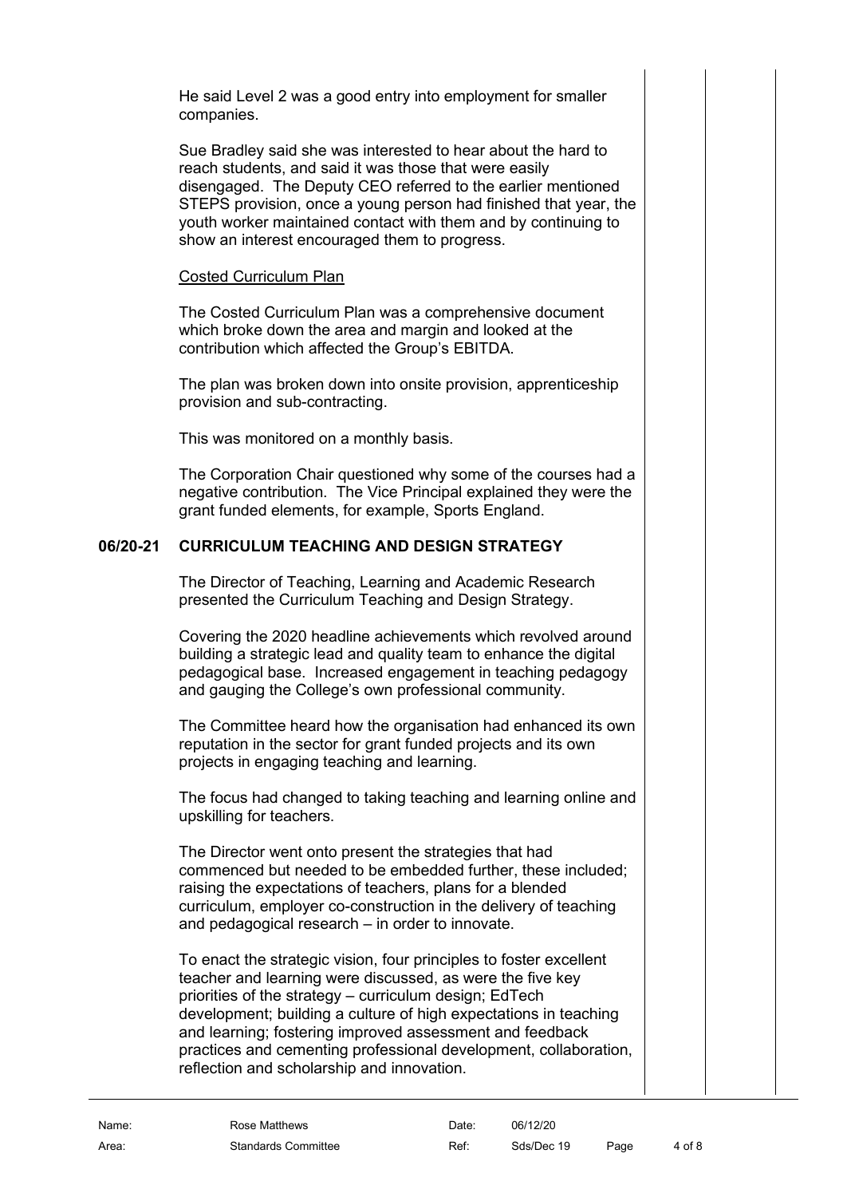He said Level 2 was a good entry into employment for smaller companies.

Sue Bradley said she was interested to hear about the hard to reach students, and said it was those that were easily disengaged. The Deputy CEO referred to the earlier mentioned STEPS provision, once a young person had finished that year, the youth worker maintained contact with them and by continuing to show an interest encouraged them to progress.

Costed Curriculum Plan

The Costed Curriculum Plan was a comprehensive document which broke down the area and margin and looked at the contribution which affected the Group's EBITDA.

The plan was broken down into onsite provision, apprenticeship provision and sub-contracting.

This was monitored on a monthly basis.

The Corporation Chair questioned why some of the courses had a negative contribution. The Vice Principal explained they were the grant funded elements, for example, Sports England.

## 06/20-21 CURRICULUM TEACHING AND DESIGN STRATEGY

The Director of Teaching, Learning and Academic Research presented the Curriculum Teaching and Design Strategy.

Covering the 2020 headline achievements which revolved around building a strategic lead and quality team to enhance the digital pedagogical base. Increased engagement in teaching pedagogy and gauging the College's own professional community.

The Committee heard how the organisation had enhanced its own reputation in the sector for grant funded projects and its own projects in engaging teaching and learning.

The focus had changed to taking teaching and learning online and upskilling for teachers.

The Director went onto present the strategies that had commenced but needed to be embedded further, these included; raising the expectations of teachers, plans for a blended curriculum, employer co-construction in the delivery of teaching and pedagogical research – in order to innovate.

To enact the strategic vision, four principles to foster excellent teacher and learning were discussed, as were the five key priorities of the strategy – curriculum design; EdTech development; building a culture of high expectations in teaching and learning; fostering improved assessment and feedback practices and cementing professional development, collaboration, reflection and scholarship and innovation.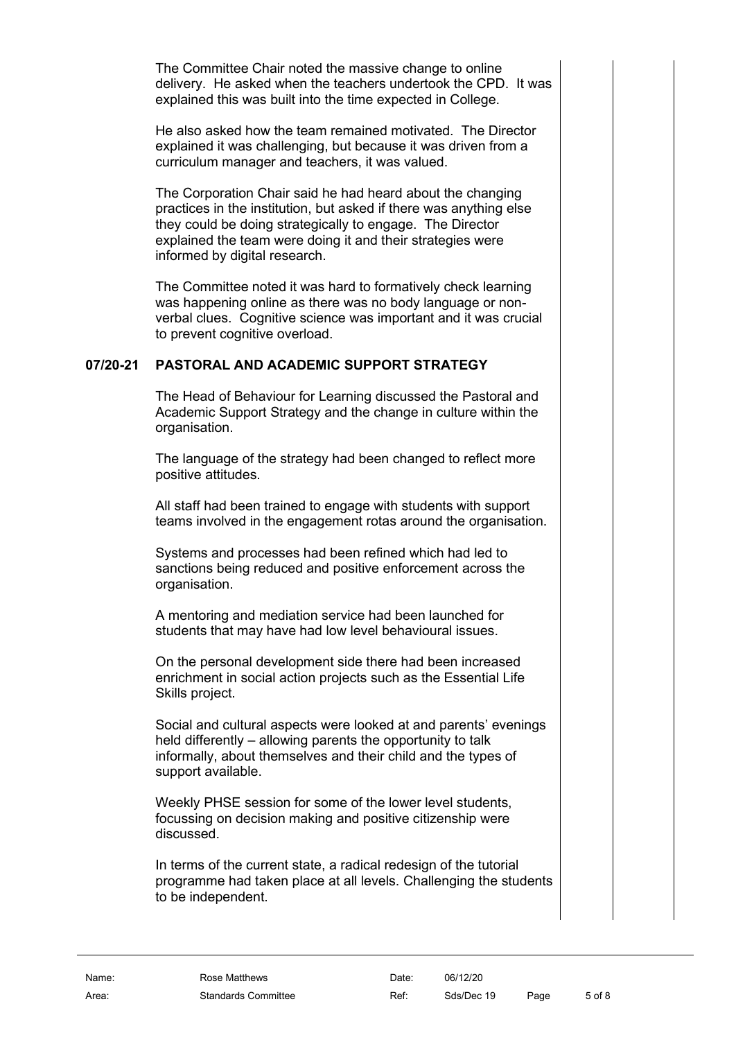The Committee Chair noted the massive change to online delivery. He asked when the teachers undertook the CPD. It was explained this was built into the time expected in College.

He also asked how the team remained motivated. The Director explained it was challenging, but because it was driven from a curriculum manager and teachers, it was valued.

The Corporation Chair said he had heard about the changing practices in the institution, but asked if there was anything else they could be doing strategically to engage. The Director explained the team were doing it and their strategies were informed by digital research.

The Committee noted it was hard to formatively check learning was happening online as there was no body language or non-verbal clues. Cognitive science was important and it was crucial to prevent cognitive overload.

## 07/20-21 PASTORAL AND ACADEMIC SUPPORT STRATEGY

The Head of Behaviour for Learning discussed the Pastoral and Academic Support Strategy and the change in culture within the organisation.

The language of the strategy had been changed to reflect more positive attitudes.

All staff had been trained to engage with students with support teams involved in the engagement rotas around the organisation.

Systems and processes had been refined which had led to sanctions being reduced and positive enforcement across the organisation.

A mentoring and mediation service had been launched for students that may have had low level behavioural issues.

On the personal development side there had been increased enrichment in social action projects such as the Essential Life Skills project.

Social and cultural aspects were looked at and parents' evenings held differently – allowing parents the opportunity to talk informally, about themselves and their child and the types of support available.

Weekly PHSE session for some of the lower level students, focussing on decision making and positive citizenship were discussed.

In terms of the current state, a radical redesign of the tutorial programme had taken place at all levels. Challenging the students to be independent.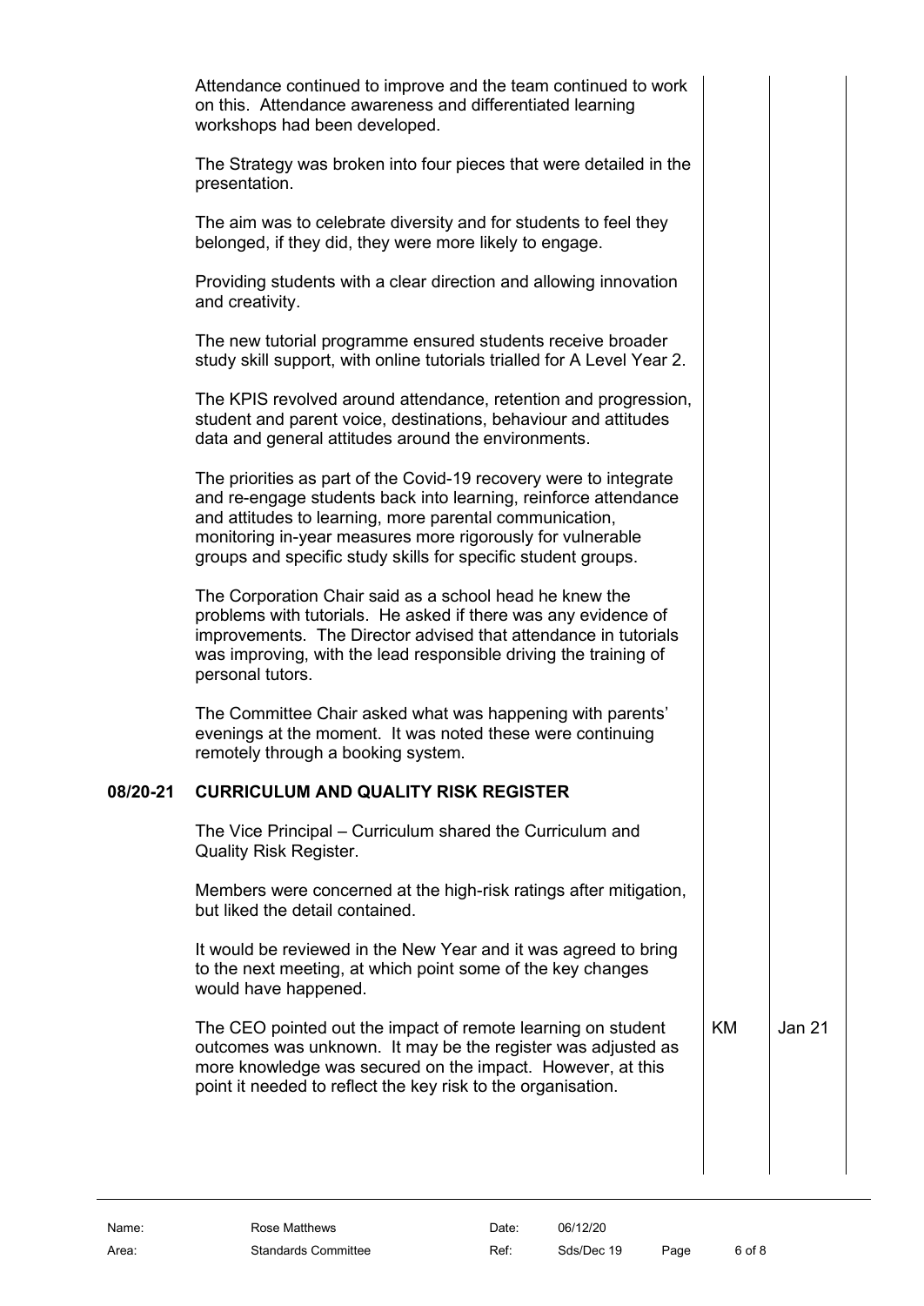Attendance continued to improve and the team continued to work on this. Attendance awareness and differentiated learning workshops had been developed.

The Strategy was broken into four pieces that were detailed in the presentation.

The aim was to celebrate diversity and for students to feel they belonged, if they did, they were more likely to engage.

Providing students with a clear direction and allowing innovation and creativity.

The new tutorial programme ensured students receive broader study skill support, with online tutorials trialled for A Level Year 2.

The KPIS revolved around attendance, retention and progression, student and parent voice, destinations, behaviour and attitudes data and general attitudes around the environments.

The priorities as part of the Covid-19 recovery were to integrate and re-engage students back into learning, reinforce attendance and attitudes to learning, more parental communication, monitoring in-year measures more rigorously for vulnerable groups and specific study skills for specific student groups.

The Corporation Chair said as a school head he knew the problems with tutorials. He asked if there was any evidence of improvements. The Director advised that attendance in tutorials was improving, with the lead responsible driving the training of personal tutors.

The Committee Chair asked what was happening with parents' evenings at the moment. It was noted these were continuing remotely through a booking system.

## 08/20-21 CURRICULUM AND QUALITY RISK REGISTER

The Vice Principal – Curriculum shared the Curriculum and Quality Risk Register.

Members were concerned at the high-risk ratings after mitigation, but liked the detail contained.

It would be reviewed in the New Year and it was agreed to bring to the next meeting, at which point some of the key changes would have happened.

| | Action | Date |
|---|---|---|
| The CEO pointed out the impact of remote learning on student outcomes was unknown. It may be the register was adjusted as more knowledge was secured on the impact. However, at this point it needed to reflect the key risk to the organisation. | KM | Jan 21 |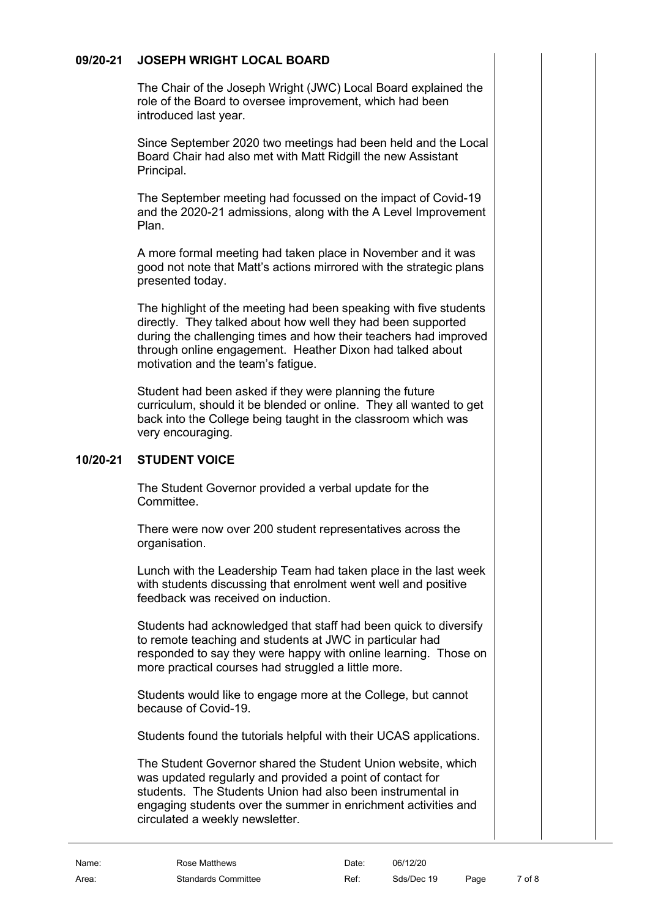## 09/20-21 JOSEPH WRIGHT LOCAL BOARD

The Chair of the Joseph Wright (JWC) Local Board explained the role of the Board to oversee improvement, which had been introduced last year.

Since September 2020 two meetings had been held and the Local Board Chair had also met with Matt Ridgill the new Assistant Principal.

The September meeting had focussed on the impact of Covid-19 and the 2020-21 admissions, along with the A Level Improvement Plan.

A more formal meeting had taken place in November and it was good not note that Matt's actions mirrored with the strategic plans presented today.

The highlight of the meeting had been speaking with five students directly. They talked about how well they had been supported during the challenging times and how their teachers had improved through online engagement. Heather Dixon had talked about motivation and the team's fatigue.

Student had been asked if they were planning the future curriculum, should it be blended or online. They all wanted to get back into the College being taught in the classroom which was very encouraging.

## 10/20-21 STUDENT VOICE

The Student Governor provided a verbal update for the Committee.

There were now over 200 student representatives across the organisation.

Lunch with the Leadership Team had taken place in the last week with students discussing that enrolment went well and positive feedback was received on induction.

Students had acknowledged that staff had been quick to diversify to remote teaching and students at JWC in particular had responded to say they were happy with online learning. Those on more practical courses had struggled a little more.

Students would like to engage more at the College, but cannot because of Covid-19.

Students found the tutorials helpful with their UCAS applications.

The Student Governor shared the Student Union website, which was updated regularly and provided a point of contact for students. The Students Union had also been instrumental in engaging students over the summer in enrichment activities and circulated a weekly newsletter.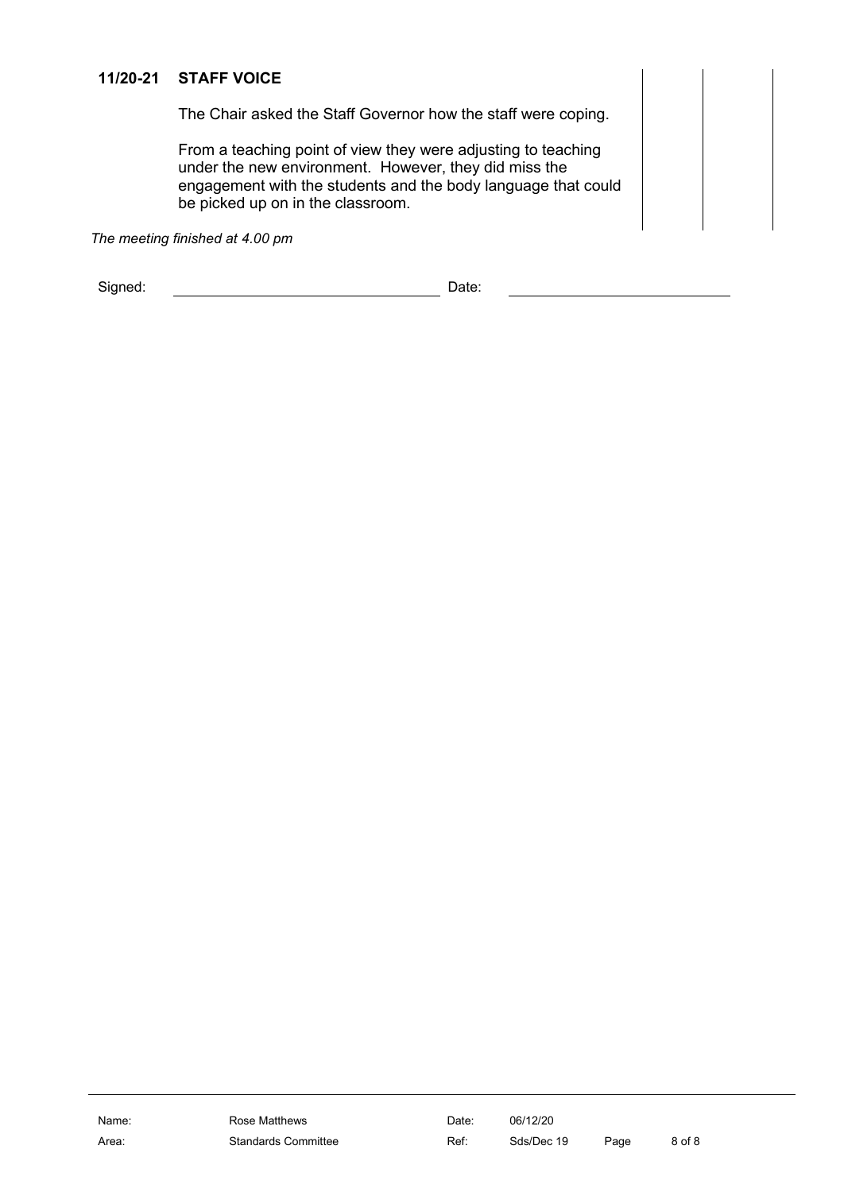**11/20-21 STAFF VOICE**

The Chair asked the Staff Governor how the staff were coping.

From a teaching point of view they were adjusting to teaching under the new environment. However, they did miss the engagement with the students and the body language that could be picked up on in the classroom.

*The meeting finished at 4.00 pm*

Signed: \_\_\_\_\_\_\_\_\_\_\_\_\_\_\_\_\_\_\_\_\_\_\_\_\_\_\_\_\_\_ Date: \_\_\_\_\_\_\_\_\_\_\_\_\_\_\_\_\_\_\_\_\_\_\_\_\_\_